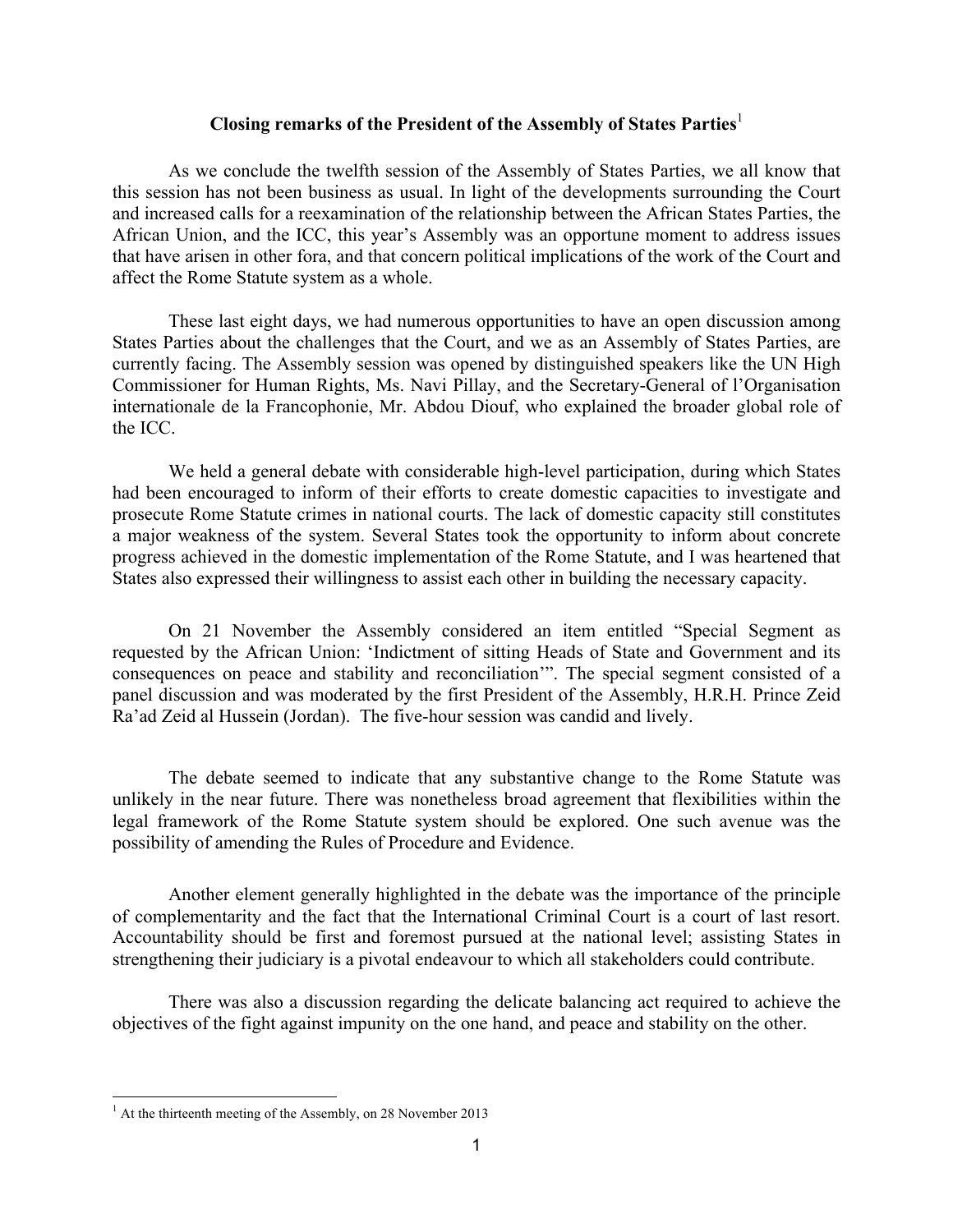**Closing remarks of the President of the Assembly of States Parties**[1]

As we conclude the twelfth session of the Assembly of States Parties, we all know that this session has not been business as usual. In light of the developments surrounding the Court and increased calls for a reexamination of the relationship between the African States Parties, the African Union, and the ICC, this year's Assembly was an opportune moment to address issues that have arisen in other fora, and that concern political implications of the work of the Court and affect the Rome Statute system as a whole.

These last eight days, we had numerous opportunities to have an open discussion among States Parties about the challenges that the Court, and we as an Assembly of States Parties, are currently facing. The Assembly session was opened by distinguished speakers like the UN High Commissioner for Human Rights, Ms. Navi Pillay, and the Secretary-General of l'Organisation internationale de la Francophonie, Mr. Abdou Diouf, who explained the broader global role of the ICC.

We held a general debate with considerable high-level participation, during which States had been encouraged to inform of their efforts to create domestic capacities to investigate and prosecute Rome Statute crimes in national courts. The lack of domestic capacity still constitutes a major weakness of the system. Several States took the opportunity to inform about concrete progress achieved in the domestic implementation of the Rome Statute, and I was heartened that States also expressed their willingness to assist each other in building the necessary capacity.

On 21 November the Assembly considered an item entitled "Special Segment as requested by the African Union: 'Indictment of sitting Heads of State and Government and its consequences on peace and stability and reconciliation'". The special segment consisted of a panel discussion and was moderated by the first President of the Assembly, H.R.H. Prince Zeid Ra'ad Zeid al Hussein (Jordan). The five-hour session was candid and lively.

The debate seemed to indicate that any substantive change to the Rome Statute was unlikely in the near future. There was nonetheless broad agreement that flexibilities within the legal framework of the Rome Statute system should be explored. One such avenue was the possibility of amending the Rules of Procedure and Evidence.

Another element generally highlighted in the debate was the importance of the principle of complementarity and the fact that the International Criminal Court is a court of last resort. Accountability should be first and foremost pursued at the national level; assisting States in strengthening their judiciary is a pivotal endeavour to which all stakeholders could contribute.

There was also a discussion regarding the delicate balancing act required to achieve the objectives of the fight against impunity on the one hand, and peace and stability on the other.

---

[1] At the thirteenth meeting of the Assembly, on 28 November 2013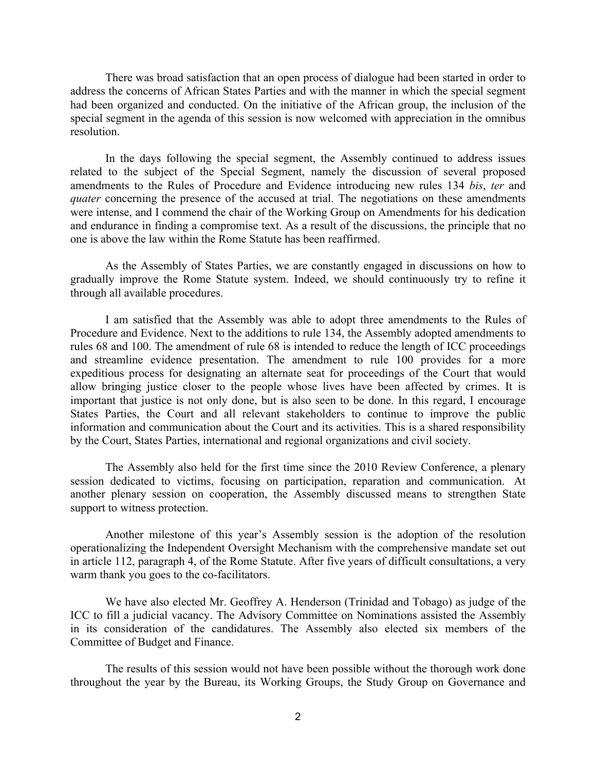There was broad satisfaction that an open process of dialogue had been started in order to address the concerns of African States Parties and with the manner in which the special segment had been organized and conducted. On the initiative of the African group, the inclusion of the special segment in the agenda of this session is now welcomed with appreciation in the omnibus resolution.

In the days following the special segment, the Assembly continued to address issues related to the subject of the Special Segment, namely the discussion of several proposed amendments to the Rules of Procedure and Evidence introducing new rules 134 *bis*, *ter* and *quater* concerning the presence of the accused at trial. The negotiations on these amendments were intense, and I commend the chair of the Working Group on Amendments for his dedication and endurance in finding a compromise text. As a result of the discussions, the principle that no one is above the law within the Rome Statute has been reaffirmed.

As the Assembly of States Parties, we are constantly engaged in discussions on how to gradually improve the Rome Statute system. Indeed, we should continuously try to refine it through all available procedures.

I am satisfied that the Assembly was able to adopt three amendments to the Rules of Procedure and Evidence. Next to the additions to rule 134, the Assembly adopted amendments to rules 68 and 100. The amendment of rule 68 is intended to reduce the length of ICC proceedings and streamline evidence presentation. The amendment to rule 100 provides for a more expeditious process for designating an alternate seat for proceedings of the Court that would allow bringing justice closer to the people whose lives have been affected by crimes. It is important that justice is not only done, but is also seen to be done. In this regard, I encourage States Parties, the Court and all relevant stakeholders to continue to improve the public information and communication about the Court and its activities. This is a shared responsibility by the Court, States Parties, international and regional organizations and civil society.

The Assembly also held for the first time since the 2010 Review Conference, a plenary session dedicated to victims, focusing on participation, reparation and communication. At another plenary session on cooperation, the Assembly discussed means to strengthen State support to witness protection.

Another milestone of this year's Assembly session is the adoption of the resolution operationalizing the Independent Oversight Mechanism with the comprehensive mandate set out in article 112, paragraph 4, of the Rome Statute. After five years of difficult consultations, a very warm thank you goes to the co-facilitators.

We have also elected Mr. Geoffrey A. Henderson (Trinidad and Tobago) as judge of the ICC to fill a judicial vacancy. The Advisory Committee on Nominations assisted the Assembly in its consideration of the candidatures. The Assembly also elected six members of the Committee of Budget and Finance.

The results of this session would not have been possible without the thorough work done throughout the year by the Bureau, its Working Groups, the Study Group on Governance and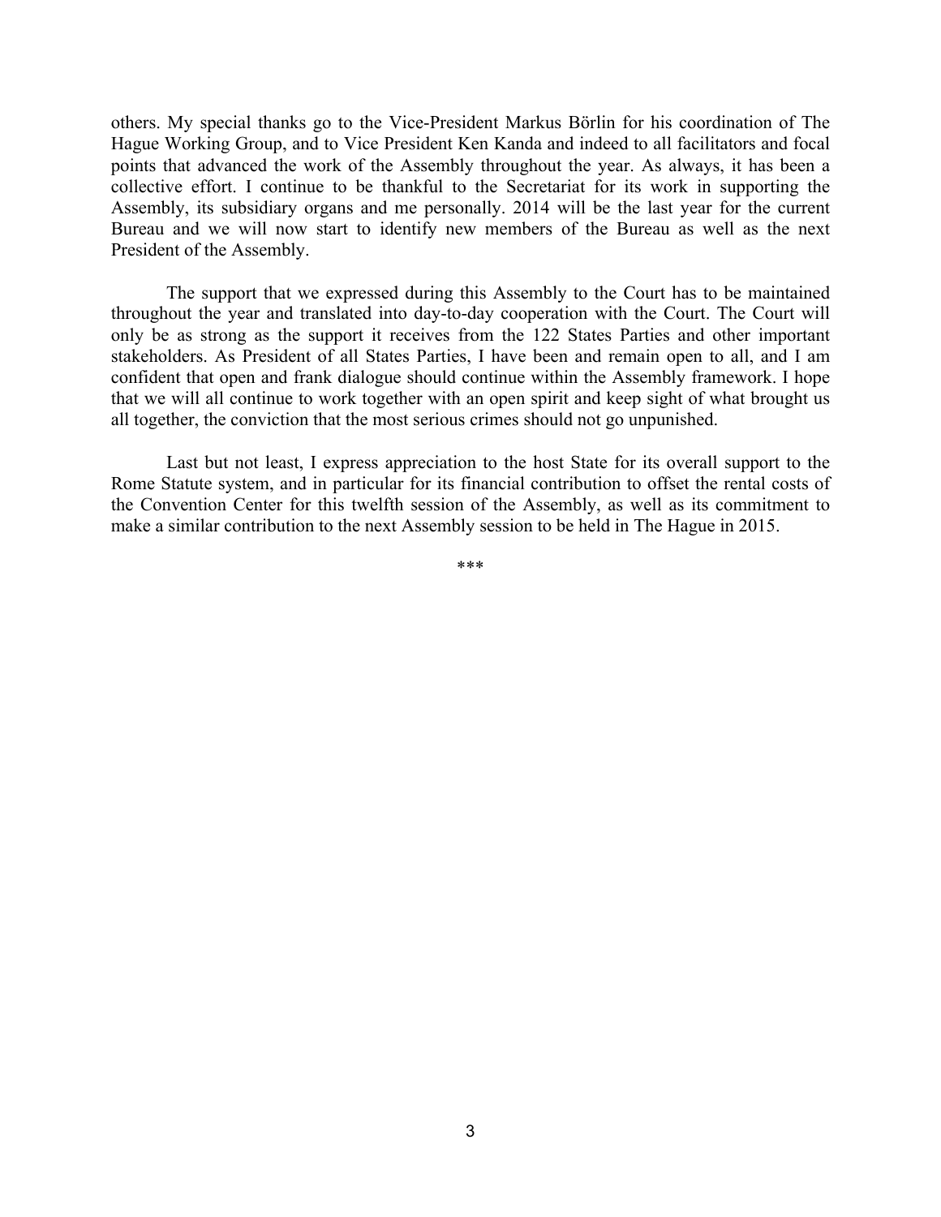others. My special thanks go to the Vice-President Markus Börlin for his coordination of The Hague Working Group, and to Vice President Ken Kanda and indeed to all facilitators and focal points that advanced the work of the Assembly throughout the year. As always, it has been a collective effort. I continue to be thankful to the Secretariat for its work in supporting the Assembly, its subsidiary organs and me personally. 2014 will be the last year for the current Bureau and we will now start to identify new members of the Bureau as well as the next President of the Assembly.

The support that we expressed during this Assembly to the Court has to be maintained throughout the year and translated into day-to-day cooperation with the Court. The Court will only be as strong as the support it receives from the 122 States Parties and other important stakeholders. As President of all States Parties, I have been and remain open to all, and I am confident that open and frank dialogue should continue within the Assembly framework. I hope that we will all continue to work together with an open spirit and keep sight of what brought us all together, the conviction that the most serious crimes should not go unpunished.

Last but not least, I express appreciation to the host State for its overall support to the Rome Statute system, and in particular for its financial contribution to offset the rental costs of the Convention Center for this twelfth session of the Assembly, as well as its commitment to make a similar contribution to the next Assembly session to be held in The Hague in 2015.

***